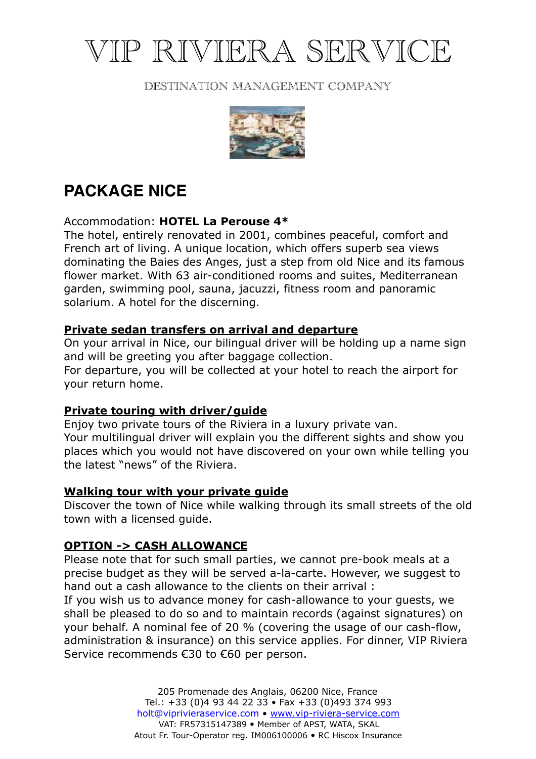# VIP RIVIERA SERVICE

DESTINATION MANAGEMENT COMPANY

## PACKAGE NICE

Accommodation: **HOTEL La Perouse 4***
The hotel, entirely renovated in 2001, combines peaceful, comfort and French art of living. A unique location, which offers superb sea views dominating the Baies des Anges, just a step from old Nice and its famous flower market. With 63 air-conditioned rooms and suites, Mediterranean garden, swimming pool, sauna, jacuzzi, fitness room and panoramic solarium. A hotel for the discerning.

**Private sedan transfers on arrival and departure**
On your arrival in Nice, our bilingual driver will be holding up a name sign and will be greeting you after baggage collection.
For departure, you will be collected at your hotel to reach the airport for your return home.

**Private touring with driver/guide**
Enjoy two private tours of the Riviera in a luxury private van.
Your multilingual driver will explain you the different sights and show you places which you would not have discovered on your own while telling you the latest "news" of the Riviera.

**Walking tour with your private guide**
Discover the town of Nice while walking through its small streets of the old town with a licensed guide.

**OPTION -> CASH ALLOWANCE**
Please note that for such small parties, we cannot pre-book meals at a precise budget as they will be served a-la-carte. However, we suggest to hand out a cash allowance to the clients on their arrival :
If you wish us to advance money for cash-allowance to your guests, we shall be pleased to do so and to maintain records (against signatures) on your behalf. A nominal fee of 20 % (covering the usage of our cash-flow, administration & insurance) on this service applies. For dinner, VIP Riviera Service recommends €30 to €60 per person.

205 Promenade des Anglais, 06200 Nice, France
Tel.: +33 (0)4 93 44 22 33 • Fax +33 (0)493 374 993
holt@viprivieraservice.com • www.vip-riviera-service.com
VAT: FR57315147389 • Member of APST, WATA, SKAL
Atout Fr. Tour-Operator reg. IM006100006 • RC Hiscox Insurance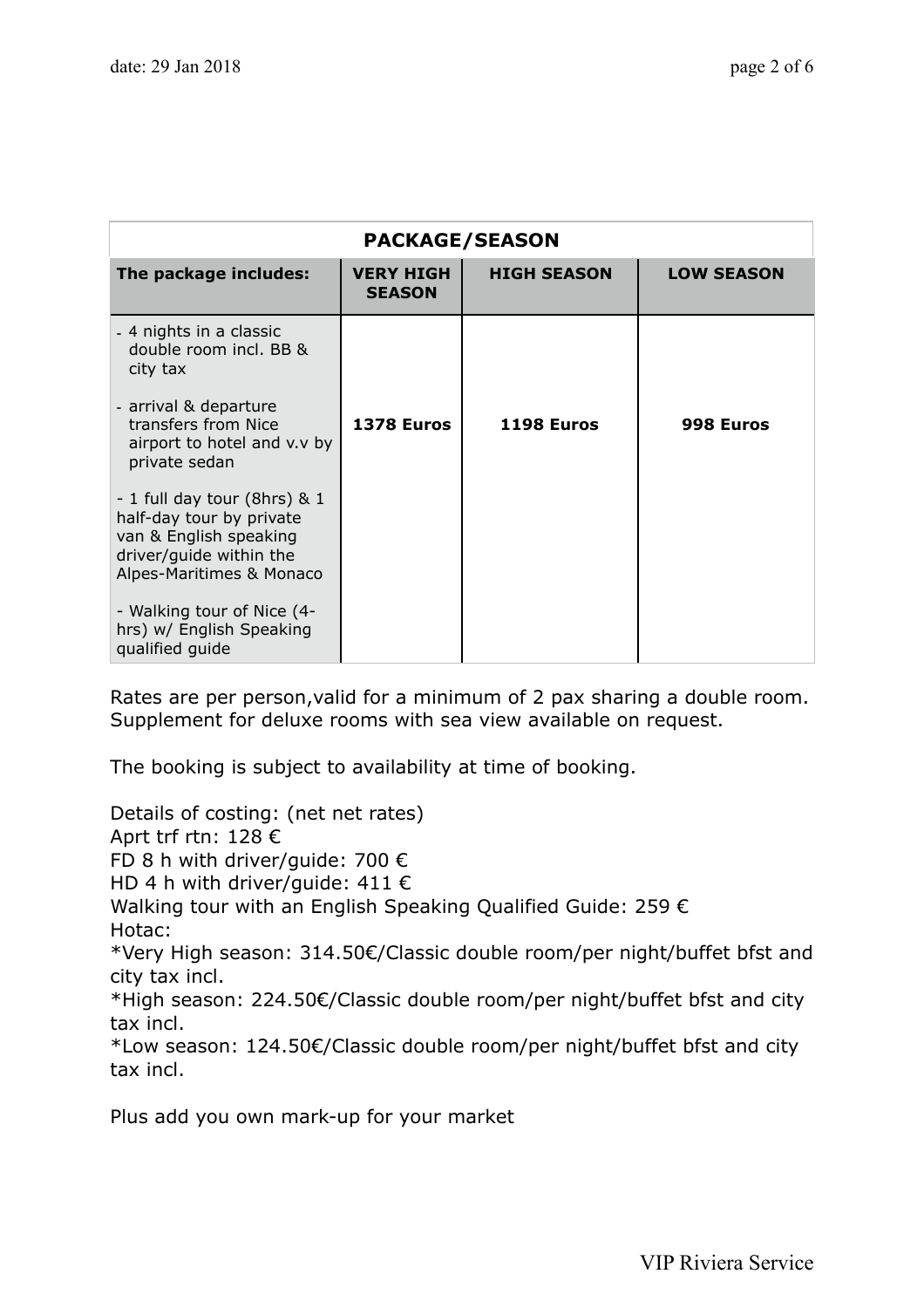| PACKAGE/SEASON | | | |
|---|---|---|---|
| **The package includes:** | **VERY HIGH SEASON** | **HIGH SEASON** | **LOW SEASON** |
| - 4 nights in a classic double room incl. BB & city tax<br><br>- arrival & departure transfers from Nice airport to hotel and v.v by private sedan<br><br>- 1 full day tour (8hrs) & 1 half-day tour by private van & English speaking driver/guide within the Alpes-Maritimes & Monaco<br><br>- Walking tour of Nice (4-hrs) w/ English Speaking qualified guide | **1378 Euros** | **1198 Euros** | **998 Euros** |

Rates are per person,valid for a minimum of 2 pax sharing a double room. Supplement for deluxe rooms with sea view available on request.

The booking is subject to availability at time of booking.

Details of costing: (net net rates)
Aprt trf rtn: 128 €
FD 8 h with driver/guide: 700 €
HD 4 h with driver/guide: 411 €
Walking tour with an English Speaking Qualified Guide: 259 €
Hotac:
*Very High season: 314.50€/Classic double room/per night/buffet bfst and city tax incl.
*High season: 224.50€/Classic double room/per night/buffet bfst and city tax incl.
*Low season: 124.50€/Classic double room/per night/buffet bfst and city tax incl.

Plus add you own mark-up for your market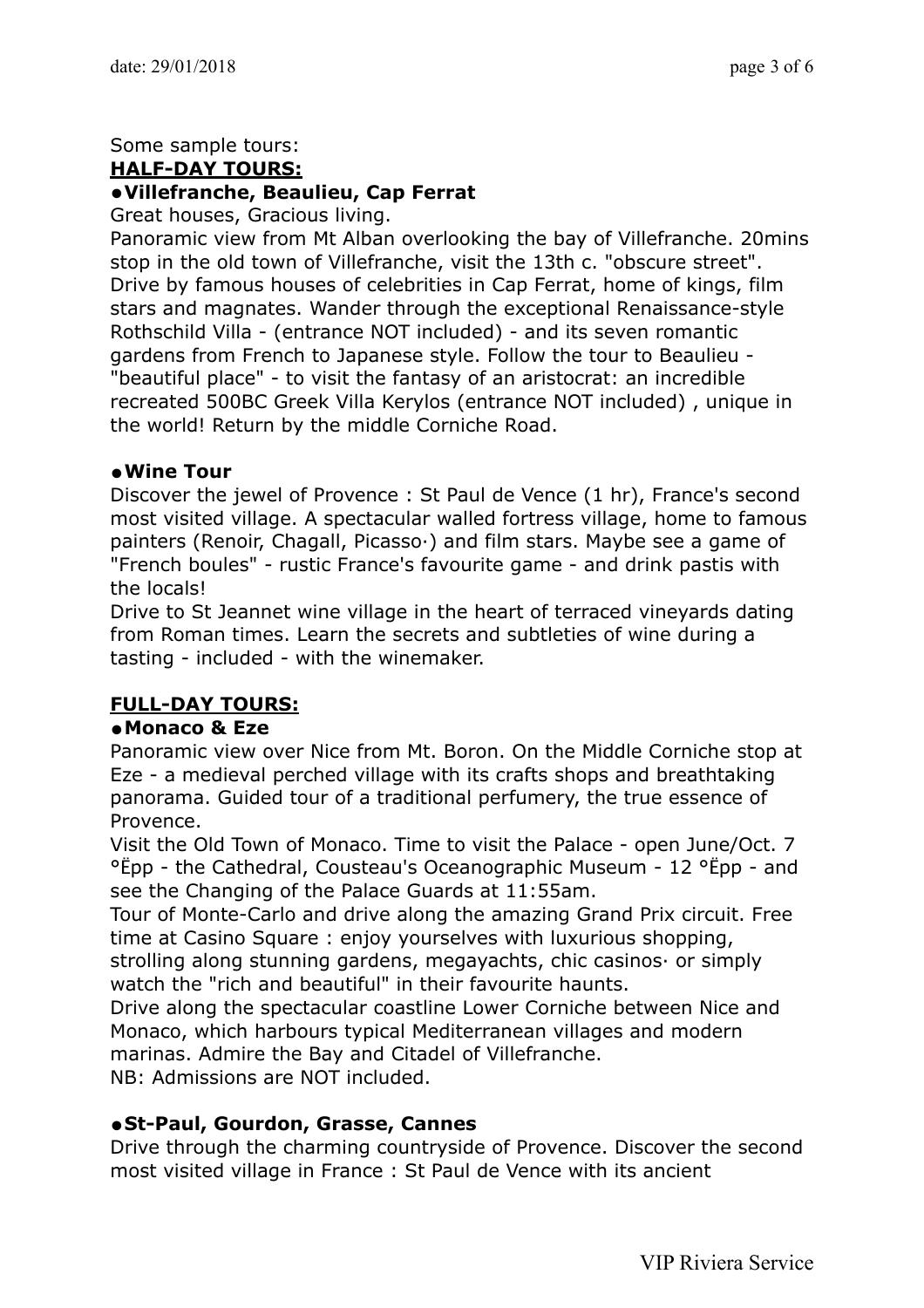Some sample tours:

## HALF-DAY TOURS:

### ● Villefranche, Beaulieu, Cap Ferrat

Great houses, Gracious living.

Panoramic view from Mt Alban overlooking the bay of Villefranche. 20mins stop in the old town of Villefranche, visit the 13th c. "obscure street". Drive by famous houses of celebrities in Cap Ferrat, home of kings, film stars and magnates. Wander through the exceptional Renaissance-style Rothschild Villa - (entrance NOT included) - and its seven romantic gardens from French to Japanese style. Follow the tour to Beaulieu - "beautiful place" - to visit the fantasy of an aristocrat: an incredible recreated 500BC Greek Villa Kerylos (entrance NOT included) , unique in the world! Return by the middle Corniche Road.

### ● Wine Tour

Discover the jewel of Provence : St Paul de Vence (1 hr), France's second most visited village. A spectacular walled fortress village, home to famous painters (Renoir, Chagall, Picasso·) and film stars. Maybe see a game of "French boules" - rustic France's favourite game - and drink pastis with the locals!

Drive to St Jeannet wine village in the heart of terraced vineyards dating from Roman times. Learn the secrets and subtleties of wine during a tasting - included - with the winemaker.

## FULL-DAY TOURS:

### ● Monaco & Eze

Panoramic view over Nice from Mt. Boron. On the Middle Corniche stop at Eze - a medieval perched village with its crafts shops and breathtaking panorama. Guided tour of a traditional perfumery, the true essence of Provence.

Visit the Old Town of Monaco. Time to visit the Palace - open June/Oct. 7 °Ëpp - the Cathedral, Cousteau's Oceanographic Museum - 12 °Ëpp - and see the Changing of the Palace Guards at 11:55am.

Tour of Monte-Carlo and drive along the amazing Grand Prix circuit. Free time at Casino Square : enjoy yourselves with luxurious shopping, strolling along stunning gardens, megayachts, chic casinos· or simply watch the "rich and beautiful" in their favourite haunts.

Drive along the spectacular coastline Lower Corniche between Nice and Monaco, which harbours typical Mediterranean villages and modern marinas. Admire the Bay and Citadel of Villefranche.

NB: Admissions are NOT included.

### ● St-Paul, Gourdon, Grasse, Cannes

Drive through the charming countryside of Provence. Discover the second most visited village in France : St Paul de Vence with its ancient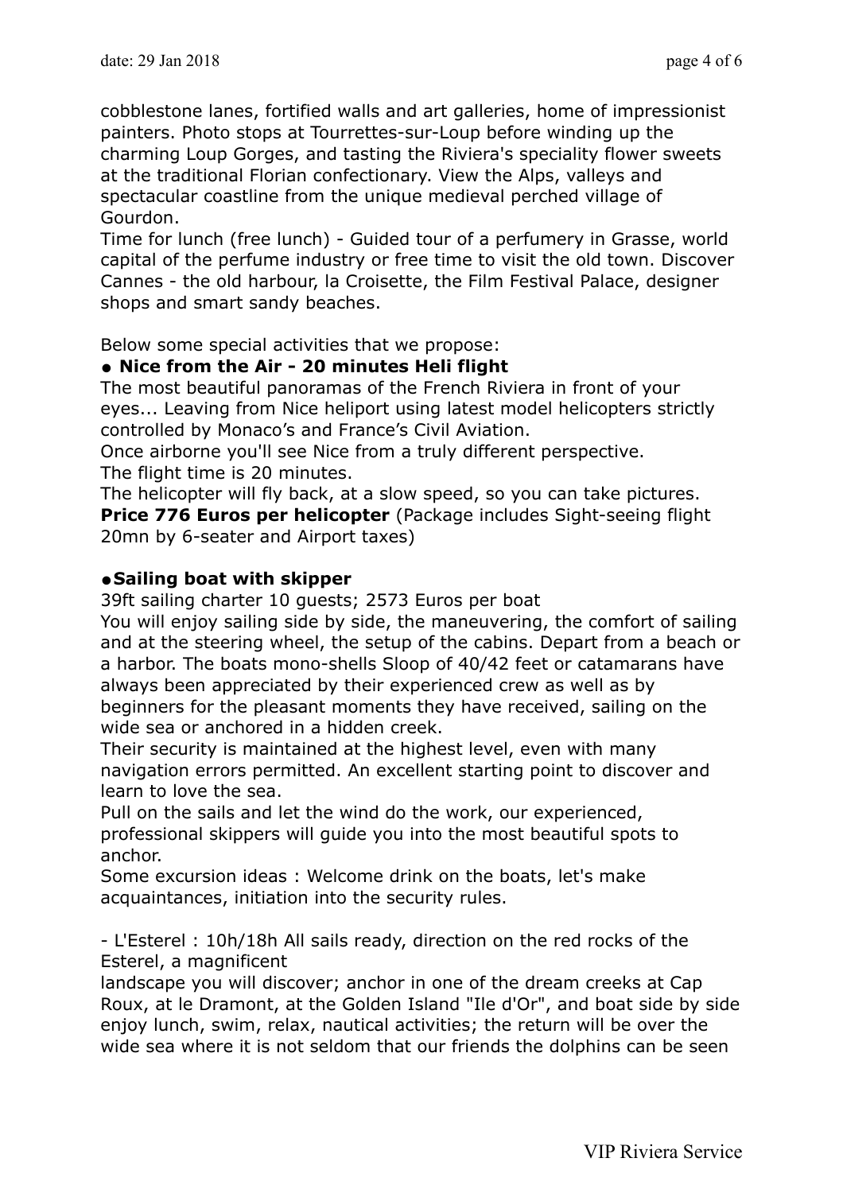cobblestone lanes, fortified walls and art galleries, home of impressionist painters. Photo stops at Tourrettes-sur-Loup before winding up the charming Loup Gorges, and tasting the Riviera's speciality flower sweets at the traditional Florian confectionary. View the Alps, valleys and spectacular coastline from the unique medieval perched village of Gourdon.
Time for lunch (free lunch) - Guided tour of a perfumery in Grasse, world capital of the perfume industry or free time to visit the old town. Discover Cannes - the old harbour, la Croisette, the Film Festival Palace, designer shops and smart sandy beaches.

Below some special activities that we propose:

● **Nice from the Air - 20 minutes Heli flight**

The most beautiful panoramas of the French Riviera in front of your eyes... Leaving from Nice heliport using latest model helicopters strictly controlled by Monaco's and France's Civil Aviation.
Once airborne you'll see Nice from a truly different perspective.
The flight time is 20 minutes.
The helicopter will fly back, at a slow speed, so you can take pictures.
**Price 776 Euros per helicopter** (Package includes Sight-seeing flight 20mn by 6-seater and Airport taxes)

●**Sailing boat with skipper**

39ft sailing charter 10 guests; 2573 Euros per boat
You will enjoy sailing side by side, the maneuvering, the comfort of sailing and at the steering wheel, the setup of the cabins. Depart from a beach or a harbor. The boats mono-shells Sloop of 40/42 feet or catamarans have always been appreciated by their experienced crew as well as by beginners for the pleasant moments they have received, sailing on the wide sea or anchored in a hidden creek.
Their security is maintained at the highest level, even with many navigation errors permitted. An excellent starting point to discover and learn to love the sea.
Pull on the sails and let the wind do the work, our experienced, professional skippers will guide you into the most beautiful spots to anchor.
Some excursion ideas : Welcome drink on the boats, let's make acquaintances, initiation into the security rules.

- L'Esterel : 10h/18h All sails ready, direction on the red rocks of the Esterel, a magnificent
landscape you will discover; anchor in one of the dream creeks at Cap Roux, at le Dramont, at the Golden Island "Ile d'Or", and boat side by side enjoy lunch, swim, relax, nautical activities; the return will be over the wide sea where it is not seldom that our friends the dolphins can be seen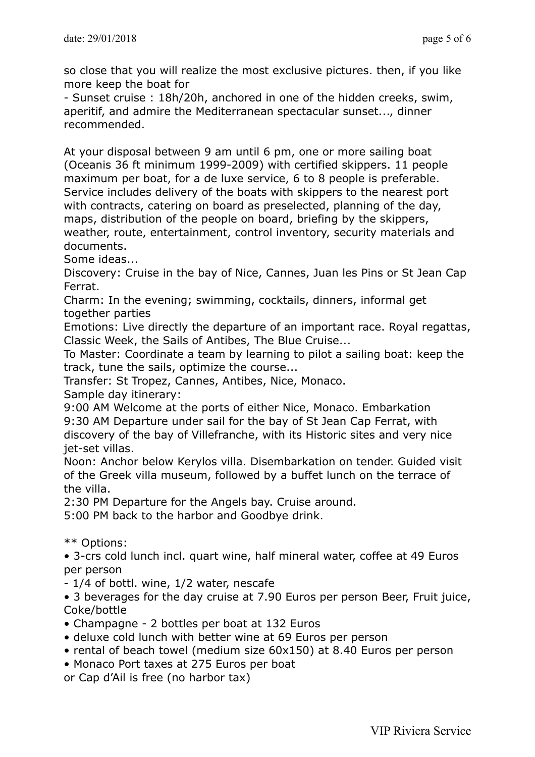so close that you will realize the most exclusive pictures. then, if you like more keep the boat for

- Sunset cruise : 18h/20h, anchored in one of the hidden creeks, swim, aperitif, and admire the Mediterranean spectacular sunset..., dinner recommended.

At your disposal between 9 am until 6 pm, one or more sailing boat (Oceanis 36 ft minimum 1999-2009) with certified skippers. 11 people maximum per boat, for a de luxe service, 6 to 8 people is preferable. Service includes delivery of the boats with skippers to the nearest port with contracts, catering on board as preselected, planning of the day, maps, distribution of the people on board, briefing by the skippers, weather, route, entertainment, control inventory, security materials and documents.

Some ideas...

Discovery: Cruise in the bay of Nice, Cannes, Juan les Pins or St Jean Cap Ferrat.

Charm: In the evening; swimming, cocktails, dinners, informal get together parties

Emotions: Live directly the departure of an important race. Royal regattas, Classic Week, the Sails of Antibes, The Blue Cruise...

To Master: Coordinate a team by learning to pilot a sailing boat: keep the track, tune the sails, optimize the course...

Transfer: St Tropez, Cannes, Antibes, Nice, Monaco.

Sample day itinerary:

9:00 AM Welcome at the ports of either Nice, Monaco. Embarkation

9:30 AM Departure under sail for the bay of St Jean Cap Ferrat, with discovery of the bay of Villefranche, with its Historic sites and very nice jet-set villas.

Noon: Anchor below Kerylos villa. Disembarkation on tender. Guided visit of the Greek villa museum, followed by a buffet lunch on the terrace of the villa.

2:30 PM Departure for the Angels bay. Cruise around.

5:00 PM back to the harbor and Goodbye drink.

** Options:

- 3-crs cold lunch incl. quart wine, half mineral water, coffee at 49 Euros per person
- 1/4 of bottl. wine, 1/2 water, nescafe
- 3 beverages for the day cruise at 7.90 Euros per person Beer, Fruit juice, Coke/bottle
- Champagne - 2 bottles per boat at 132 Euros
- deluxe cold lunch with better wine at 69 Euros per person
- rental of beach towel (medium size 60x150) at 8.40 Euros per person
- Monaco Port taxes at 275 Euros per boat

or Cap d'Ail is free (no harbor tax)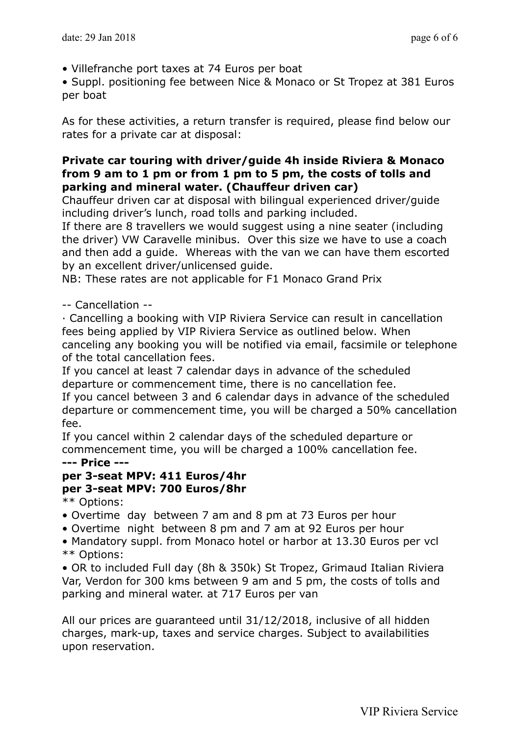- Villefranche port taxes at 74 Euros per boat
- Suppl. positioning fee between Nice & Monaco or St Tropez at 381 Euros per boat

As for these activities, a return transfer is required, please find below our rates for a private car at disposal:

**Private car touring with driver/guide 4h inside Riviera & Monaco from 9 am to 1 pm or from 1 pm to 5 pm, the costs of tolls and parking and mineral water. (Chauffeur driven car)**

Chauffeur driven car at disposal with bilingual experienced driver/guide including driver's lunch, road tolls and parking included.

If there are 8 travellers we would suggest using a nine seater (including the driver) VW Caravelle minibus. Over this size we have to use a coach and then add a guide. Whereas with the van we can have them escorted by an excellent driver/unlicensed guide.

NB: These rates are not applicable for F1 Monaco Grand Prix

-- Cancellation --

· Cancelling a booking with VIP Riviera Service can result in cancellation fees being applied by VIP Riviera Service as outlined below. When canceling any booking you will be notified via email, facsimile or telephone of the total cancellation fees.

If you cancel at least 7 calendar days in advance of the scheduled departure or commencement time, there is no cancellation fee.

If you cancel between 3 and 6 calendar days in advance of the scheduled departure or commencement time, you will be charged a 50% cancellation fee.

If you cancel within 2 calendar days of the scheduled departure or commencement time, you will be charged a 100% cancellation fee.

**--- Price ---**

**per 3-seat MPV: 411 Euros/4hr**

**per 3-seat MPV: 700 Euros/8hr**

** Options:

- Overtime day between 7 am and 8 pm at 73 Euros per hour
- Overtime night between 8 pm and 7 am at 92 Euros per hour
- Mandatory suppl. from Monaco hotel or harbor at 13.30 Euros per vcl

** Options:

- OR to included Full day (8h & 350k) St Tropez, Grimaud Italian Riviera Var, Verdon for 300 kms between 9 am and 5 pm, the costs of tolls and parking and mineral water. at 717 Euros per van

All our prices are guaranteed until 31/12/2018, inclusive of all hidden charges, mark-up, taxes and service charges. Subject to availabilities upon reservation.